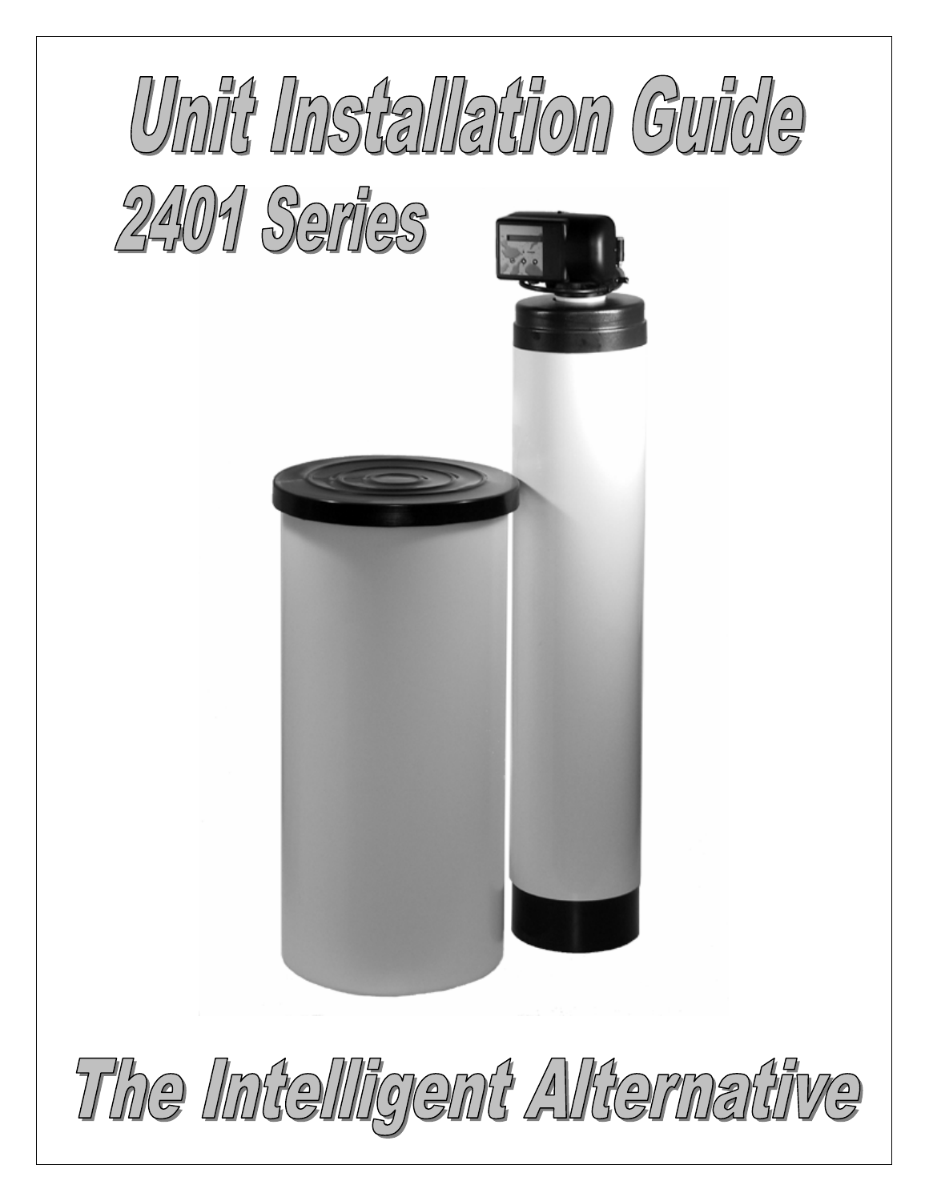# Unit Installation Guide

## 2401 Series

## The Intelligent Alternative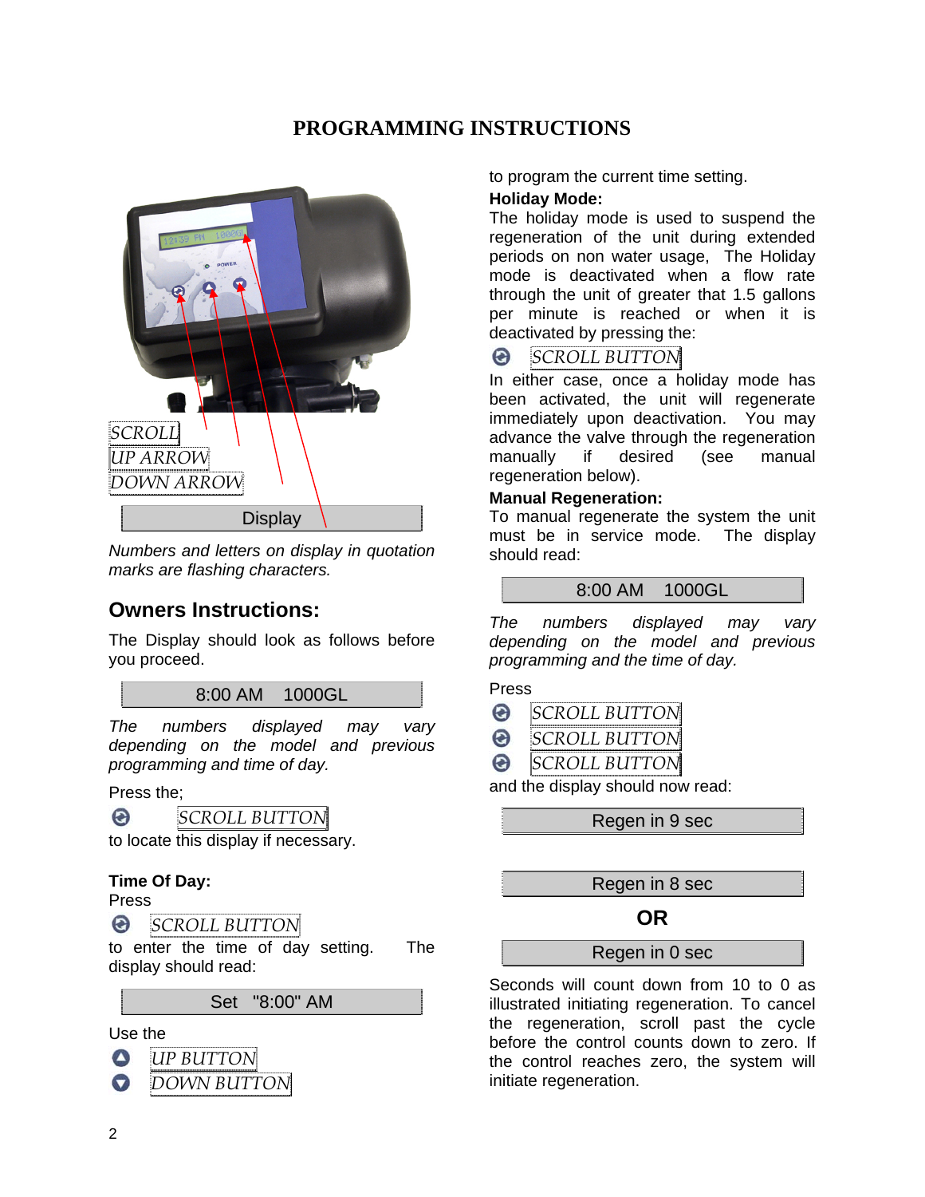# PROGRAMMING INSTRUCTIONS

SCROLL
UP ARROW
DOWN ARROW

Display

*Numbers and letters on display in quotation marks are flashing characters.*

## Owners Instructions:

The Display should look as follows before you proceed.

8:00 AM 1000GL

*The numbers displayed may vary depending on the model and previous programming and time of day.*

Press the;

SCROLL BUTTON

to locate this display if necessary.

**Time Of Day:**

Press

SCROLL BUTTON

to enter the time of day setting. The display should read:

Set "8:00" AM

Use the

UP BUTTON
DOWN BUTTON

to program the current time setting.

**Holiday Mode:**

The holiday mode is used to suspend the regeneration of the unit during extended periods on non water usage, The Holiday mode is deactivated when a flow rate through the unit of greater that 1.5 gallons per minute is reached or when it is deactivated by pressing the:

SCROLL BUTTON

In either case, once a holiday mode has been activated, the unit will regenerate immediately upon deactivation. You may advance the valve through the regeneration manually if desired (see manual regeneration below).

**Manual Regeneration:**

To manual regenerate the system the unit must be in service mode. The display should read:

8:00 AM 1000GL

*The numbers displayed may vary depending on the model and previous programming and the time of day.*

Press

SCROLL BUTTON
SCROLL BUTTON
SCROLL BUTTON

and the display should now read:

Regen in 9 sec

Regen in 8 sec

**OR**

Regen in 0 sec

Seconds will count down from 10 to 0 as illustrated initiating regeneration. To cancel the regeneration, scroll past the cycle before the control counts down to zero. If the control reaches zero, the system will initiate regeneration.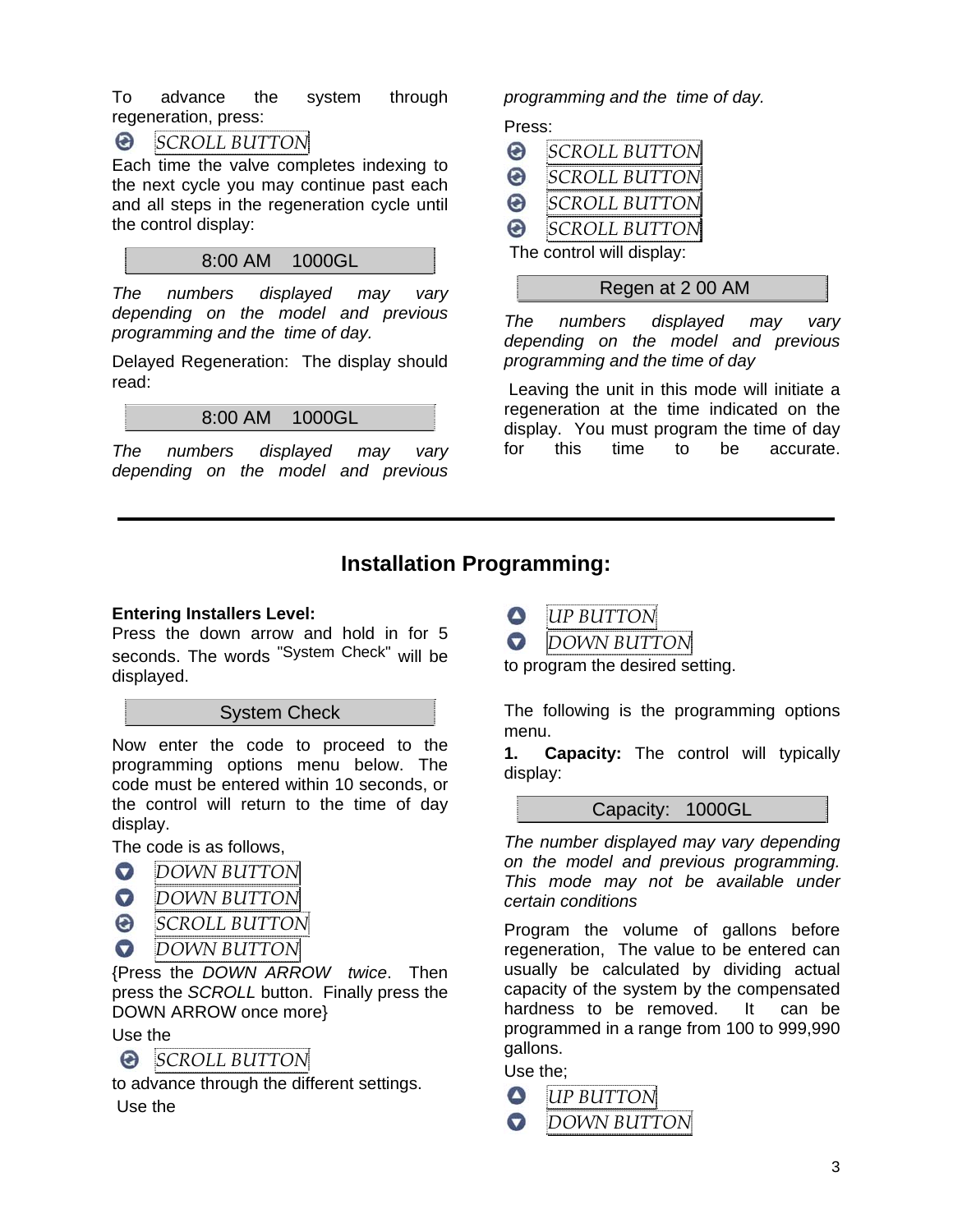To advance the system through regeneration, press:

SCROLL BUTTON

Each time the valve completes indexing to the next cycle you may continue past each and all steps in the regeneration cycle until the control display:

| 8:00 AM 1000GL |
|---|

*The numbers displayed may vary depending on the model and previous programming and the time of day.*

Delayed Regeneration: The display should read:

| 8:00 AM 1000GL |
|---|

*The numbers displayed may vary depending on the model and previous programming and the time of day.*

Press:

SCROLL BUTTON

SCROLL BUTTON

SCROLL BUTTON

SCROLL BUTTON

The control will display:

| Regen at 2 00 AM |
|---|

*The numbers displayed may vary depending on the model and previous programming and the time of day*

Leaving the unit in this mode will initiate a regeneration at the time indicated on the display. You must program the time of day for this time to be accurate.

---

## Installation Programming:

**Entering Installers Level:**

Press the down arrow and hold in for 5 seconds. The words "System Check" will be displayed.

| System Check |
|---|

Now enter the code to proceed to the programming options menu below. The code must be entered within 10 seconds, or the control will return to the time of day display.

The code is as follows,

DOWN BUTTON

DOWN BUTTON

SCROLL BUTTON

DOWN BUTTON

{Press the *DOWN ARROW twice*. Then press the *SCROLL* button. Finally press the DOWN ARROW once more}

Use the

SCROLL BUTTON

to advance through the different settings.

Use the

UP BUTTON

DOWN BUTTON

to program the desired setting.

The following is the programming options menu.

1. **Capacity:** The control will typically display:

| Capacity: 1000GL |
|---|

*The number displayed may vary depending on the model and previous programming. This mode may not be available under certain conditions*

Program the volume of gallons before regeneration, The value to be entered can usually be calculated by dividing actual capacity of the system by the compensated hardness to be removed. It can be programmed in a range from 100 to 999,990 gallons.

Use the;

UP BUTTON

DOWN BUTTON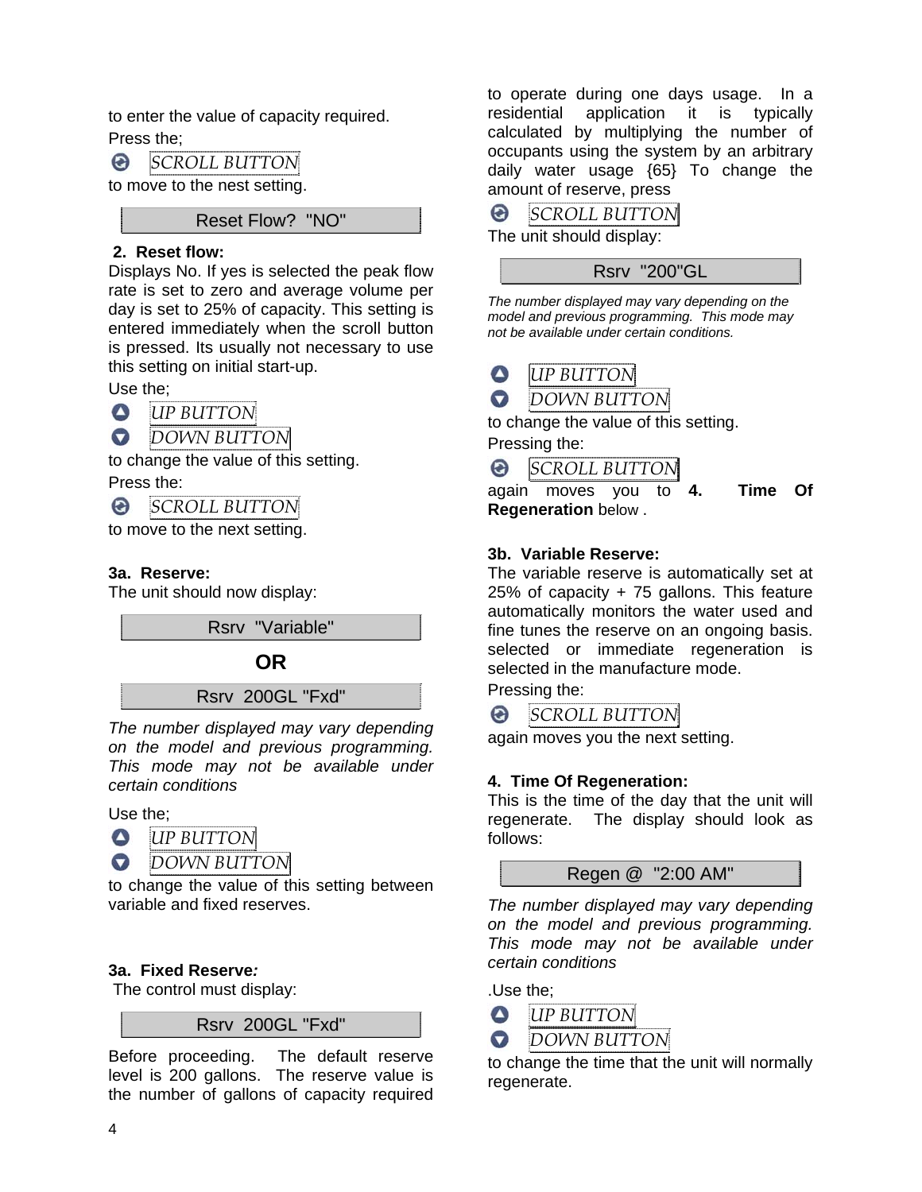to enter the value of capacity required.

Press the;

SCROLL BUTTON

to move to the nest setting.

| Reset Flow? "NO" |
|---|

## 2. Reset flow:

Displays No. If yes is selected the peak flow rate is set to zero and average volume per day is set to 25% of capacity. This setting is entered immediately when the scroll button is pressed. Its usually not necessary to use this setting on initial start-up.

Use the;

UP BUTTON

DOWN BUTTON

to change the value of this setting.

Press the:

SCROLL BUTTON

to move to the next setting.

## 3a. Reserve:

The unit should now display:

| Rsrv "Variable" |
|---|

**OR**

| Rsrv 200GL "Fxd" |
|---|

*The number displayed may vary depending on the model and previous programming. This mode may not be available under certain conditions*

Use the;

UP BUTTON

DOWN BUTTON

to change the value of this setting between variable and fixed reserves.

## 3a. Fixed Reserve:

The control must display:

| Rsrv 200GL "Fxd" |
|---|

Before proceeding. The default reserve level is 200 gallons. The reserve value is the number of gallons of capacity required to operate during one days usage. In a residential application it is typically calculated by multiplying the number of occupants using the system by an arbitrary daily water usage {65} To change the amount of reserve, press

SCROLL BUTTON

The unit should display:

| Rsrv "200"GL |
|---|

*The number displayed may vary depending on the model and previous programming. This mode may not be available under certain conditions.*

UP BUTTON

DOWN BUTTON

to change the value of this setting.

Pressing the:

SCROLL BUTTON

again moves you to **4. Time Of Regeneration** below .

## 3b. Variable Reserve:

The variable reserve is automatically set at 25% of capacity + 75 gallons. This feature automatically monitors the water used and fine tunes the reserve on an ongoing basis. selected or immediate regeneration is selected in the manufacture mode.

Pressing the:

SCROLL BUTTON

again moves you the next setting.

## 4. Time Of Regeneration:

This is the time of the day that the unit will regenerate. The display should look as follows:

| Regen @ "2:00 AM" |
|---|

*The number displayed may vary depending on the model and previous programming. This mode may not be available under certain conditions*

.Use the;

UP BUTTON

DOWN BUTTON

to change the time that the unit will normally regenerate.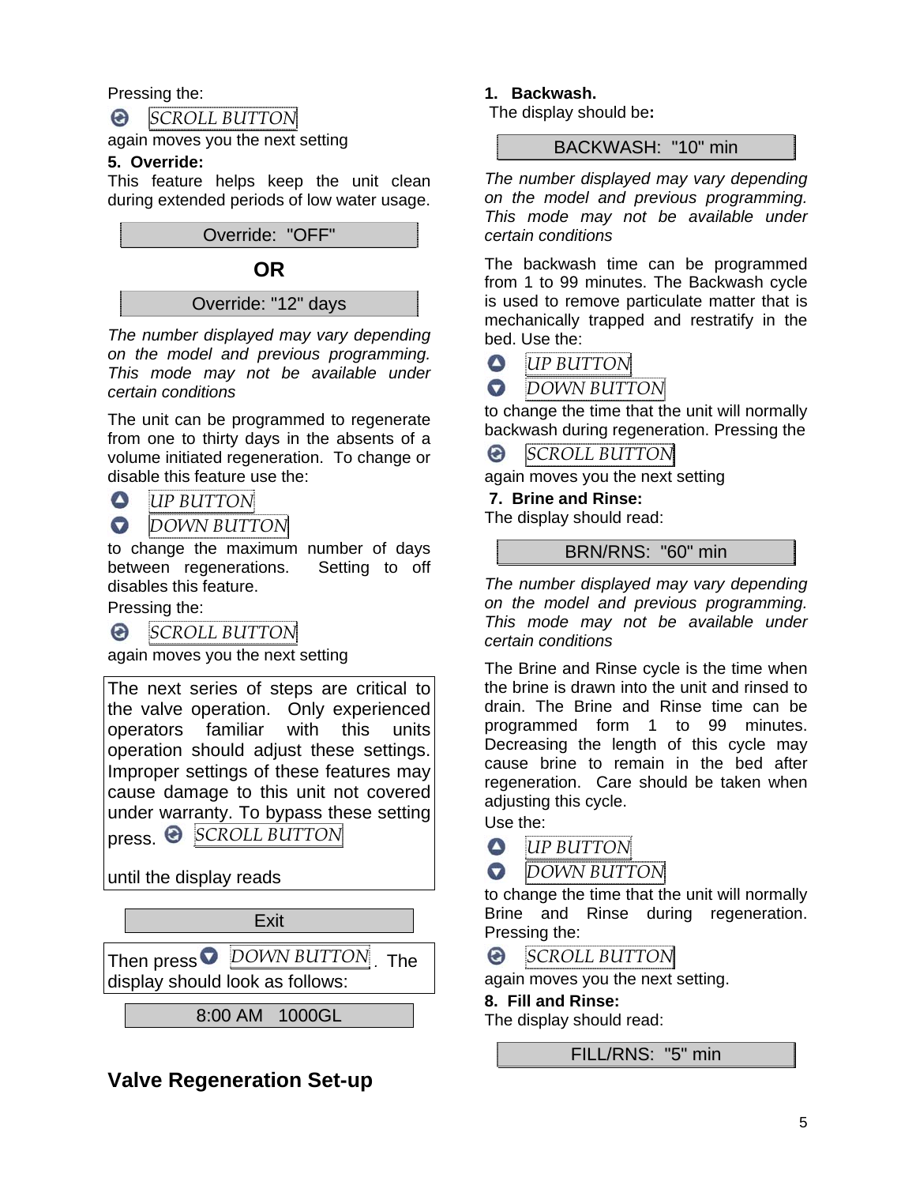Pressing the:

SCROLL BUTTON

again moves you the next setting

**5. Override:**

This feature helps keep the unit clean during extended periods of low water usage.

| Override: "OFF" |
|---|

**OR**

| Override: "12" days |
|---|

*The number displayed may vary depending on the model and previous programming. This mode may not be available under certain conditions*

The unit can be programmed to regenerate from one to thirty days in the absents of a volume initiated regeneration. To change or disable this feature use the:

UP BUTTON

DOWN BUTTON

to change the maximum number of days between regenerations. Setting to off disables this feature.

Pressing the:

SCROLL BUTTON

again moves you the next setting

The next series of steps are critical to the valve operation. Only experienced operators familiar with this units operation should adjust these settings. Improper settings of these features may cause damage to this unit not covered under warranty. To bypass these setting press. SCROLL BUTTON

until the display reads

| Exit |
|---|

Then press DOWN BUTTON. The display should look as follows:

| 8:00 AM 1000GL |
|---|

## Valve Regeneration Set-up

**1. Backwash.**

The display should be**:**

| BACKWASH: "10" min |
|---|

*The number displayed may vary depending on the model and previous programming. This mode may not be available under certain conditions*

The backwash time can be programmed from 1 to 99 minutes. The Backwash cycle is used to remove particulate matter that is mechanically trapped and restratify in the bed. Use the:

UP BUTTON

DOWN BUTTON

to change the time that the unit will normally backwash during regeneration. Pressing the

SCROLL BUTTON

again moves you the next setting

**7. Brine and Rinse:**

The display should read:

| BRN/RNS: "60" min |
|---|

*The number displayed may vary depending on the model and previous programming. This mode may not be available under certain conditions*

The Brine and Rinse cycle is the time when the brine is drawn into the unit and rinsed to drain. The Brine and Rinse time can be programmed form 1 to 99 minutes. Decreasing the length of this cycle may cause brine to remain in the bed after regeneration. Care should be taken when adjusting this cycle.

Use the:

UP BUTTON

DOWN BUTTON

to change the time that the unit will normally Brine and Rinse during regeneration. Pressing the:

SCROLL BUTTON

again moves you the next setting.

**8. Fill and Rinse:**

The display should read:

| FILL/RNS: "5" min |
|---|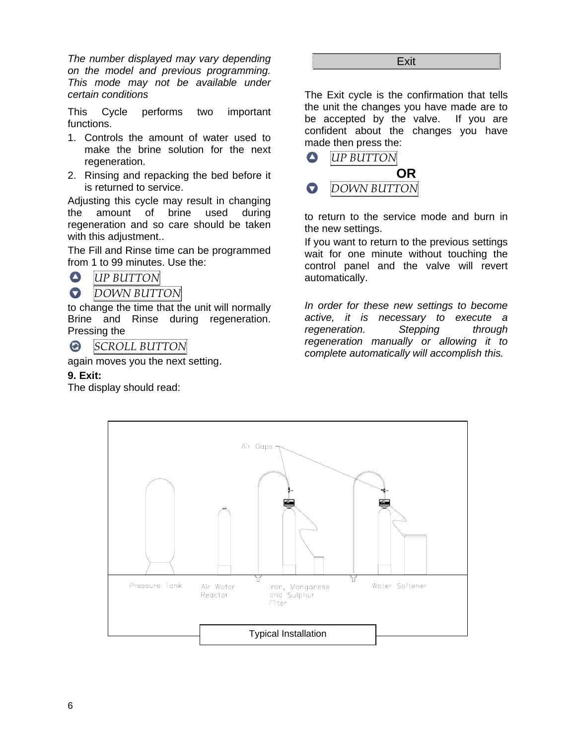*The number displayed may vary depending on the model and previous programming. This mode may not be available under certain conditions*

This Cycle performs two important functions.

1. Controls the amount of water used to make the brine solution for the next regeneration.
2. Rinsing and repacking the bed before it is returned to service.

Adjusting this cycle may result in changing the amount of brine used during regeneration and so care should be taken with this adjustment..

The Fill and Rinse time can be programmed from 1 to 99 minutes. Use the:

- *UP BUTTON*
- *DOWN BUTTON*

to change the time that the unit will normally Brine and Rinse during regeneration. Pressing the

- *SCROLL BUTTON*

again moves you the next setting.

**9. Exit:**

The display should read:

| Exit |
|---|

The Exit cycle is the confirmation that tells the unit the changes you have made are to be accepted by the valve. If you are confident about the changes you have made then press the:

- *UP BUTTON*

**OR**

- *DOWN BUTTON*

to return to the service mode and burn in the new settings.

If you want to return to the previous settings wait for one minute without touching the control panel and the valve will revert automatically.

*In order for these new settings to become active, it is necessary to execute a regeneration. Stepping through regeneration manually or allowing it to complete automatically will accomplish this.*

Air Gaps

Pressure Tank — Air Water Reactor — Iron, Manganese and Sulphur Filter — Water Softener

Typical Installation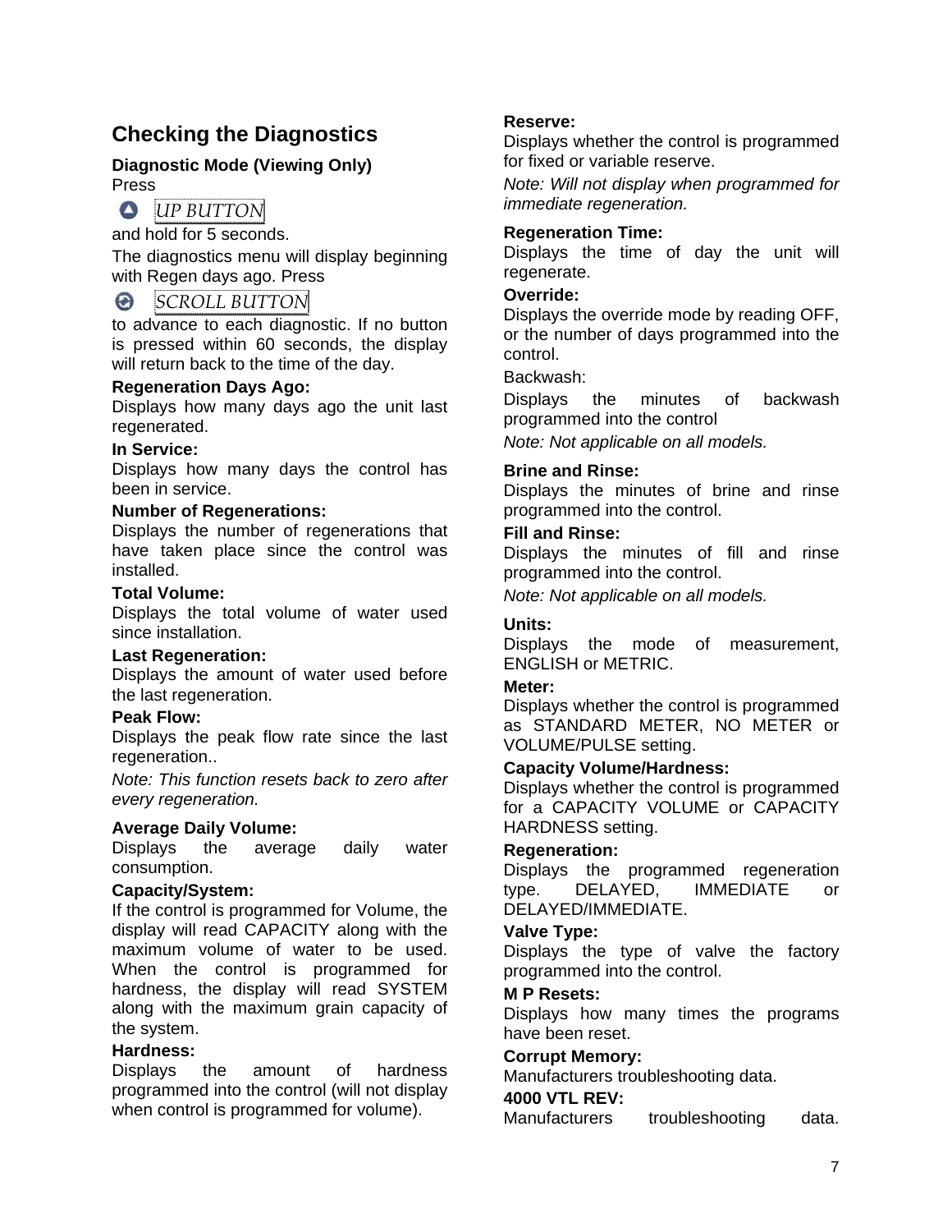## Checking the Diagnostics

**Diagnostic Mode (Viewing Only)**

Press

UP BUTTON

and hold for 5 seconds.

The diagnostics menu will display beginning with Regen days ago. Press

SCROLL BUTTON

to advance to each diagnostic. If no button is pressed within 60 seconds, the display will return back to the time of the day.

**Regeneration Days Ago:**
Displays how many days ago the unit last regenerated.

**In Service:**
Displays how many days the control has been in service.

**Number of Regenerations:**
Displays the number of regenerations that have taken place since the control was installed.

**Total Volume:**
Displays the total volume of water used since installation.

**Last Regeneration:**
Displays the amount of water used before the last regeneration.

**Peak Flow:**
Displays the peak flow rate since the last regeneration..

*Note: This function resets back to zero after every regeneration.*

**Average Daily Volume:**
Displays the average daily water consumption.

**Capacity/System:**
If the control is programmed for Volume, the display will read CAPACITY along with the maximum volume of water to be used. When the control is programmed for hardness, the display will read SYSTEM along with the maximum grain capacity of the system.

**Hardness:**
Displays the amount of hardness programmed into the control (will not display when control is programmed for volume).

**Reserve:**
Displays whether the control is programmed for fixed or variable reserve.

*Note: Will not display when programmed for immediate regeneration.*

**Regeneration Time:**
Displays the time of day the unit will regenerate.

**Override:**
Displays the override mode by reading OFF, or the number of days programmed into the control.

Backwash:

Displays the minutes of backwash programmed into the control

*Note: Not applicable on all models.*

**Brine and Rinse:**
Displays the minutes of brine and rinse programmed into the control.

**Fill and Rinse:**
Displays the minutes of fill and rinse programmed into the control.

*Note: Not applicable on all models.*

**Units:**
Displays the mode of measurement, ENGLISH or METRIC.

**Meter:**
Displays whether the control is programmed as STANDARD METER, NO METER or VOLUME/PULSE setting.

**Capacity Volume/Hardness:**
Displays whether the control is programmed for a CAPACITY VOLUME or CAPACITY HARDNESS setting.

**Regeneration:**
Displays the programmed regeneration type. DELAYED, IMMEDIATE or DELAYED/IMMEDIATE.

**Valve Type:**
Displays the type of valve the factory programmed into the control.

**M P Resets:**
Displays how many times the programs have been reset.

**Corrupt Memory:**
Manufacturers troubleshooting data.

**4000 VTL REV:**
Manufacturers troubleshooting data.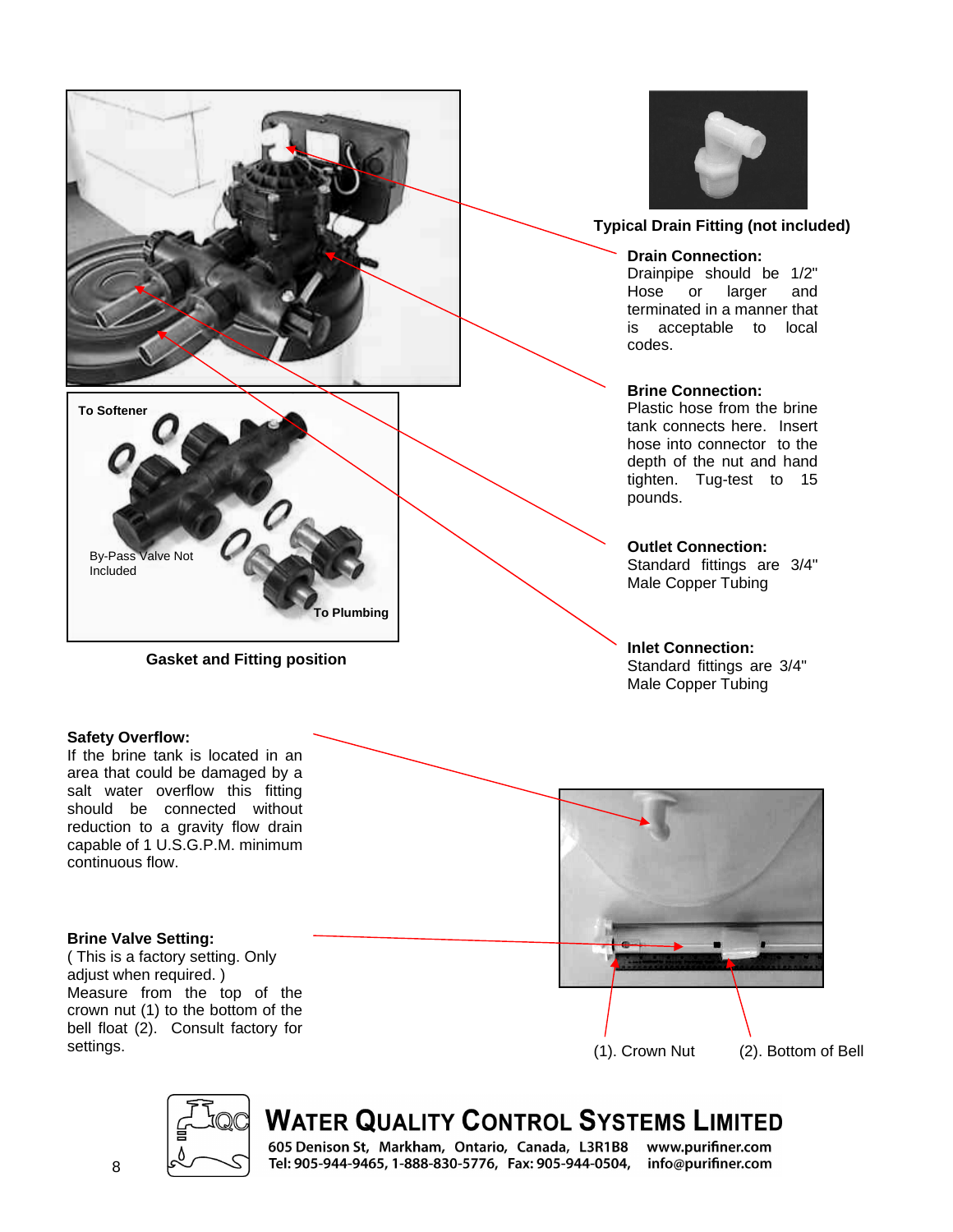To Softener

By-Pass Valve Not Included

To Plumbing

**Gasket and Fitting position**

**Typical Drain Fitting (not included)**

**Drain Connection:**
Drainpipe should be 1/2" Hose or larger and terminated in a manner that is acceptable to local codes.

**Brine Connection:**
Plastic hose from the brine tank connects here. Insert hose into connector to the depth of the nut and hand tighten. Tug-test to 15 pounds.

**Outlet Connection:**
Standard fittings are 3/4" Male Copper Tubing

**Inlet Connection:**
Standard fittings are 3/4" Male Copper Tubing

**Safety Overflow:**
If the brine tank is located in an area that could be damaged by a salt water overflow this fitting should be connected without reduction to a gravity flow drain capable of 1 U.S.G.P.M. minimum continuous flow.

**Brine Valve Setting:**
( This is a factory setting. Only adjust when required. )
Measure from the top of the crown nut (1) to the bottom of the bell float (2). Consult factory for settings.

(1). Crown Nut (2). Bottom of Bell

**WATER QUALITY CONTROL SYSTEMS LIMITED**
605 Denison St, Markham, Ontario, Canada, L3R1B8 www.purifiner.com
Tel: 905-944-9465, 1-888-830-5776, Fax: 905-944-0504, info@purifiner.com